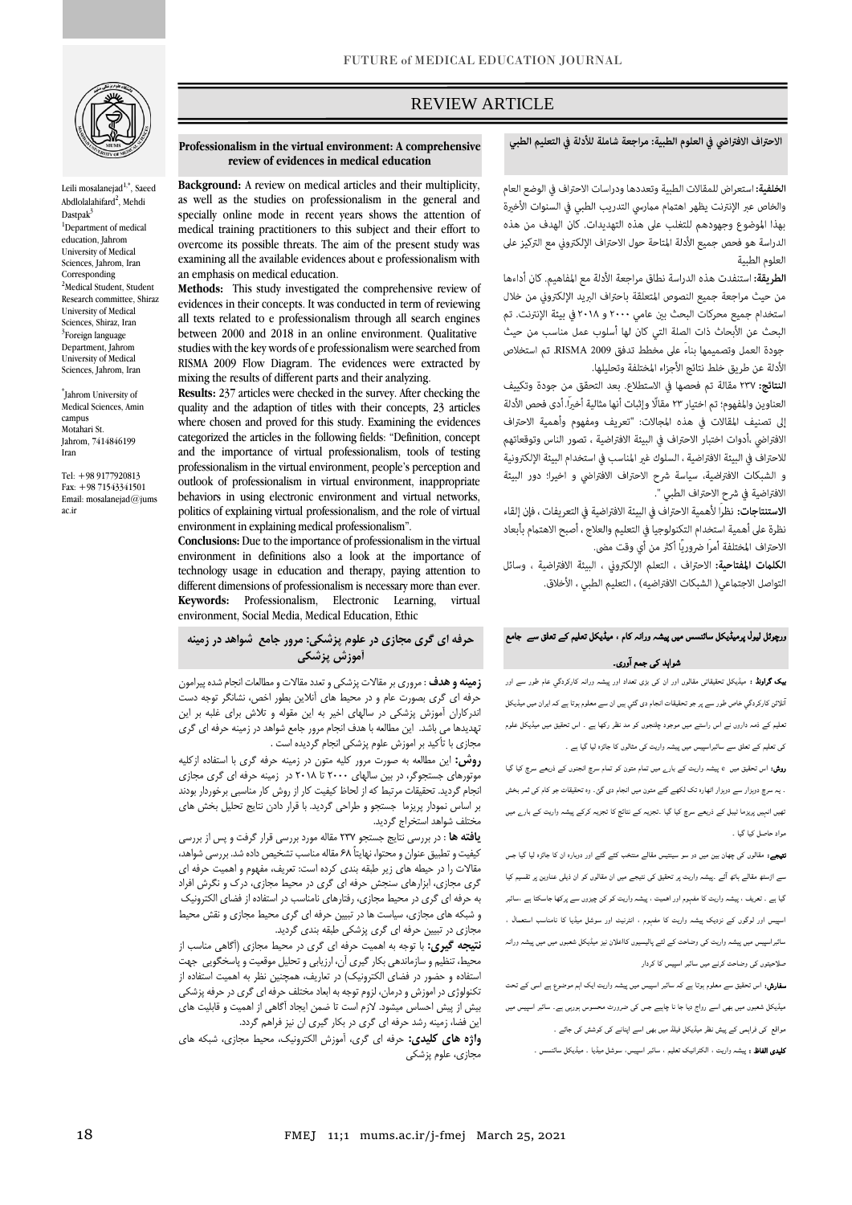# REVIEW ARTICLE

## Professionalism in the virtual environment: A comprehensive review of evidences in medical education

Leili mosalanejad[1,*], Saeed Abdlolalahifard[2], Mehdi Dastpak[3]

[1]Department of medical education, Jahrom University of Medical Sciences, Jahrom, Iran Corresponding

[2]Medical Student, Student Research committee, Shiraz University of Medical Sciences, Shiraz, Iran

[3]Foreign language Department, Jahrom University of Medical Sciences, Jahrom, Iran

[*]Jahrom University of Medical Sciences, Amin campus Motahari St. Jahrom, 7414846199 Iran

Tel: +98 9177920813
Fax: +98 71543341501
Email: mosalanejad@jums ac.ir

**Background:** A review on medical articles and their multiplicity, as well as the studies on professionalism in the general and specially online mode in recent years shows the attention of medical training practitioners to this subject and their effort to overcome its possible threats. The aim of the present study was examining all the available evidences about e professionalism with an emphasis on medical education.

**Methods:** This study investigated the comprehensive review of evidences in their concepts. It was conducted in term of reviewing all texts related to e professionalism through all search engines between 2000 and 2018 in an online environment. Qualitative studies with the key words of e professionalism were searched from RISMA 2009 Flow Diagram. The evidences were extracted by mixing the results of different parts and their analyzing.

**Results:** 237 articles were checked in the survey. After checking the quality and the adaption of titles with their concepts, 23 articles where chosen and proved for this study. Examining the evidences categorized the articles in the following fields: "Definition, concept and the importance of virtual professionalism, tools of testing professionalism in the virtual environment, people's perception and outlook of professionalism in virtual environment, inappropriate behaviors in using electronic environment and virtual networks, politics of explaining virtual professionalism, and the role of virtual environment in explaining medical professionalism".

**Conclusions:** Due to the importance of professionalism in the virtual environment in definitions also a look at the importance of technology usage in education and therapy, paying attention to different dimensions of professionalism is necessary more than ever.

**Keywords:** Professionalism, Electronic Learning, virtual environment, Social Media, Medical Education, Ethic

## حرفه ای گری مجازی در علوم پزشکی: مرور جامع شواهد در زمینه آموزش پزشکی

**زمینه و هدف:** مروری بر مقالات پزشکی و تعدد مقالات و مطالعات انجام شده پیرامون حرفه ای گری بصورت عام و در محیط های آنلاین بطور اخص، نشانگر توجه دست اندرکاران آموزش پزشکی در سالهای اخیر به این مقوله و تلاش برای غلبه بر این تهدیدها می باشد. این مطالعه با هدف انجام مرور جامع شواهد در زمینه حرفه ای گری مجازی با تأکید بر اموزش علوم پزشکی انجام گردیده است .

**روش:** این مطالعه به صورت مرور کلیه متون در زمینه حرفه گری با استفاده ازکلیه موتورهای جستجوگر، در بین سالهای ۲۰۰۰ تا ۲۰۱۸ در زمینه حرفه ای گری مجازی انجام گردید. تحقیقات مرتبط که از لحاظ کیفیت کار از روش کار مناسبی برخوردار بودند بر اساس نمودار پریزما جستجو و طراحی گردید. با قرار دادن نتایج تحلیل بخش های مختلف شواهد استخراج گردید.

**یافته ها:** در بررسی نتایج جستجو ۲۳۷ مقاله مورد بررسی قرار گرفت و پس از بررسی کیفیت و تطبیق عنوان و محتوا، نهایتاً ۶۸ مقاله مناسب تشخیص داده شد. بررسی شواهد، مقالات را در حیطه های زیر طبقه بندی کرده است: تعریف، مفهوم و اهمیت حرفه ای گری مجازی، ابزارهای سنجش حرفه ای گری در محیط مجازی، درک و نگرش افراد به حرفه ای گری در محیط مجازی، رفتارهای نامناسب در استفاده از فضای الکترونیک و شبکه های مجازی، سیاست ها در تبیین حرفه ای گری محیط مجازی و نقش محیط مجازی در تبیین حرفه ای گری پزشکی طبقه بندی گردید.

**نتیجه گیری:** با توجه به اهمیت حرفه ای گری در محیط مجازی (آگاهی مناسب از محیط، تنظیم و سازماندهی بکار گیری آن، ارزیابی و تحلیل موقعیت و پاسخگویی جهت استفاده و حضور در فضای الکترونیک) در تعاریف، همچنین نظر به اهمیت استفاده از تکنولوژی در آموزش و درمان، لزوم توجه به ابعاد مختلف حرفه ای گری در حرفه پزشکی بیش از پیش احساس میشود. لازم است تا ضمن ایجاد آگاهی از اهمیت و قابلیت های این فضا، زمینه رشد حرفه ای گری در بکار گیری ان نیز فراهم گردد.

**واژه های کلیدی:** حرفه ای گری، آموزش الکترونیک، محیط مجازی، شبکه های مجازی، علوم پزشکی

## الاحتراف الافتراضي في العلوم الطبية: مراجعة شاملة للأدلة في التعليم الطبي

**الخلفية:** استعراض للمقالات الطبية وتعددها ودراسات الاحتراف في الوضع العام والخاص عبر الإنترنت يظهر اهتمام ممارسي التدريب الطبي في السنوات الأخيرة بهذا الموضوع وجهودهم للتغلب على هذه التهديدات. كان الهدف من هذه الدراسة هو فحص جميع الأدلة المتاحة حول الاحتراف الإلكتروني مع التركيز على العلوم الطبية

**الطريقة:** استندت هذه الدراسة نطاق مراجعة الأدلة مع المفاهيم. كان أداءها من حيث مراجعة جميع النصوص المتعلقة باحتراف البريد الإلكتروني من خلال استخدام جميع محركات البحث بين عامي ٢٠٠٠ و ٢٠١٨ في بيئة الإنترنت. تم البحث عن الأبحاث ذات الصلة التي كان لها أسلوب عمل مناسب من حيث جودة العمل وتصميمها بناءً على مخطط تدفق RISMA 2009. تم استخلاص الأدلة عن طريق خلط نتائج الأجزاء المختلفة وتحليلها.

**النتائج:** ٢٣٧ مقالة تم فحصها في الاستطلاع. بعد التحقق من جودة وتكييف العناوين والمفهوم؛ تم اختيار ٢٣ مقالًا وإثبات أنها مثالية أخيرًا. أدى فحص الأدلة إلى تصنيف المقالات في هذه المجالات: "تعريف ومفهوم وأهمية الاحتراف الافتراضي، أدوات اختبار الاحتراف في البيئة الافتراضية ، تصور الناس وتوقعاتهم للاحتراف في البيئة الافتراضية ، السلوك غير المناسب في استخدام البيئة الإلكترونية و الشبكات الافتراضية، سياسة شرح الاحتراف الافتراضي و اخيرا؛ دور البيئة الافتراضية في شرح الاحتراف الطبي ".

**الاستنتاجات:** نظرا لأهمية الاحتراف في البيئة الافتراضية في التعريفات ، فإن إلقاء نظرة على أهمية استخدام التكنولوجيا في التعليم والعلاج ، أصبح الاهتمام بأبعاد الاحتراف المختلفة أمرًا ضروريًا أكثر من أي وقت مضى.

**الكلمات المفتاحية:** الاحتراف ، التعلم الإلكتروني ، البيئة الافتراضية ، وسائل التواصل الاجتماعي( الشبكات الافتراضيه) ، التعليم الطبي ، الأخلاق.

## ورچوئل لیول پرمیڈیکل سائنسس میں پیشہ ورانہ کام ، میڈیکل تعلیم کے تعلق سے جامع شواہد کی جمع آوری.

**بیک گراونڈ:** میڈیکل تحقیقاتی مقالوں اور ان کی بڑی تعداد اور پیشہ ورانہ کارکردگي عام طور سے اور آنلائن کارکردگي خاص طور سے پر جو تحقیقات انجام دی گئي ہیں ان سے معلوم ہوتا ہے کہ ایران میں میڈیکل تعلیم کے ذمہ داروں نے اس راستے میں موجود چلنجوں کو مد نظر رکھا ہے ۔ اس تحقیق میں میڈیکل علوم کی تعلیم کے تعلق سے سائبراسپیس میں پیشہ وارنہ کام کی مثالوں کا جائزہ لیا گيا ہے ۔

**روش:** اس تحقیق میں e پیشہ واریت کے بارے میں تمام متون کو تمام سرچ انجنوں کے ذریعے سرچ کیا گيا . یہ سرچ دوہزار سے دوہزار اٹھارہ تک لکھے گئے متون میں انجام دی گئي. وہ تحقیقات جو کام کی ثمر بخش تھیں انہیں پریزما ٹیبل کے ذریعے سرچ کیا گيا .تجزیہ کے نتائج کا تجزیہ کرکے پیشہ واریت کے بارے میں مواد حاصل کیا گيا .

**نتیجے:** مقالوں کی چھان بین میں دو سو سینتیس مقالے منتخب کئے گئے اور دوبارہ ان کا جائزہ لیا گيا جس سے اڑسٹھ مقالے ہاتھ آئے .پیشہ واریت پر تحقیق کی نتیجے میں ان مقالوں کو ان ذیلی عناوین پر تقسیم کیا گیا ہے . تعریف ، پیشہ واریت کا مفہوم اور اہمیت ، پیشہ واریت کو کن چیزوں سے پرکھا جاسکتا ہے ،سائبر اسپیس میں لوگوں کے نزدیک پیشہ واریت کا مفہوم ، انٹرنیٹ اور سوشل میڈیا کا نامناسب استعمال ، سائبراسپیس میں پیشہ واریت کی وضاحت کے لئے پالیسیوں کااعلان نیز میڈیکل شعبوں میں میں پیشہ ورانہ صلاحیتوں کی وضاحت کرنے میں سائبر اسپیس کا کردار

**سفارش:** اس تحقیق سے معلوم ہوتا ہے کہ سائبر اسپیس میں پیشہ واریت ایک اہم موضوع ہے اسی کے تحت میڈیکل شعبوں میں بھی اسے رواج دیا جا نا چاہیے جس کی ضرورت محسوس ہورہی ہے۔ سائبر اسپیس میں مواقع کی فراہمی کے پیش نظر میڈیکل فیلڈ میں بھی اسے اپنانے کی کوشش کی جائے ۔

**کلیدی الفاظ :** پیشہ واریت ، الکترانیک تعلیم ، سائبر اسپیس، سوشل میڈیا ، میڈیکل سائنسس ۔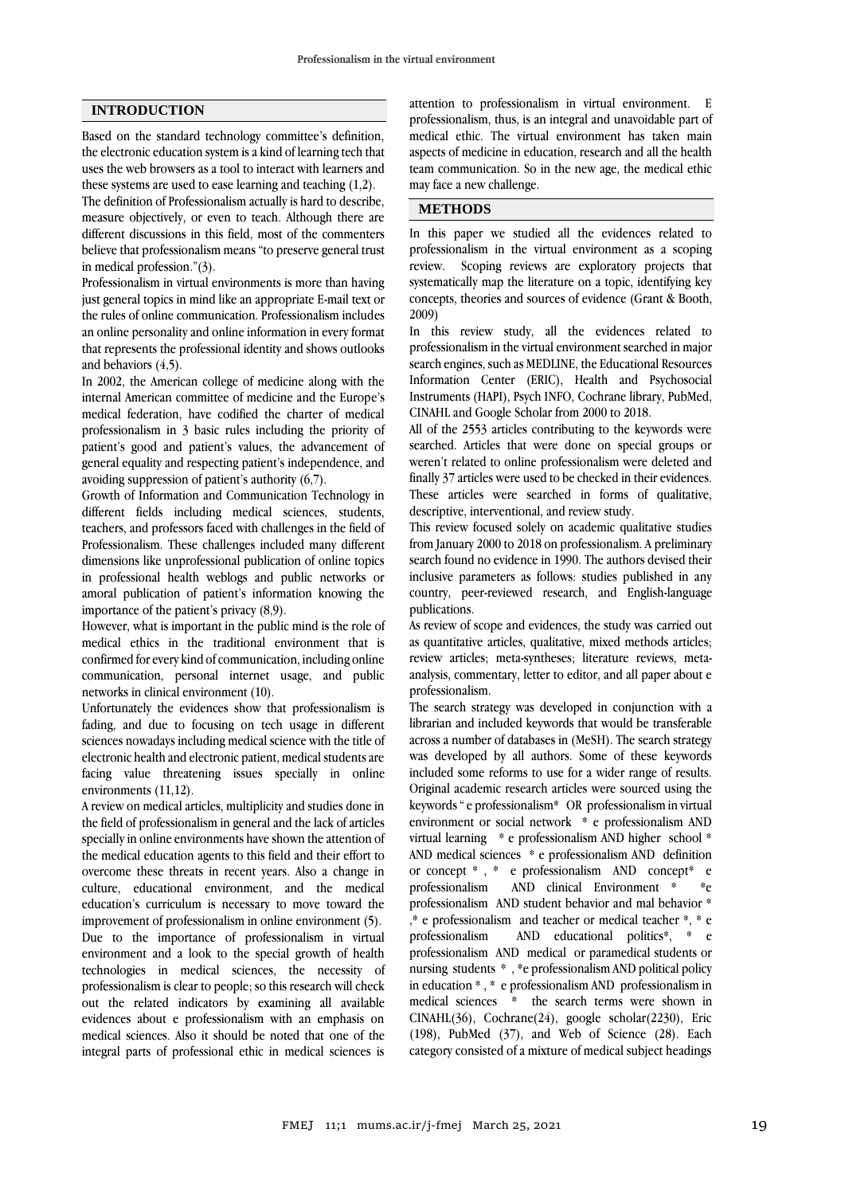## INTRODUCTION

Based on the standard technology committee's definition, the electronic education system is a kind of learning tech that uses the web browsers as a tool to interact with learners and these systems are used to ease learning and teaching (1,2).

The definition of Professionalism actually is hard to describe, measure objectively, or even to teach. Although there are different discussions in this field, most of the commenters believe that professionalism means "to preserve general trust in medical profession."(3).

Professionalism in virtual environments is more than having just general topics in mind like an appropriate E-mail text or the rules of online communication. Professionalism includes an online personality and online information in every format that represents the professional identity and shows outlooks and behaviors (4,5).

In 2002, the American college of medicine along with the internal American committee of medicine and the Europe's medical federation, have codified the charter of medical professionalism in 3 basic rules including the priority of patient's good and patient's values, the advancement of general equality and respecting patient's independence, and avoiding suppression of patient's authority (6,7).

Growth of Information and Communication Technology in different fields including medical sciences, students, teachers, and professors faced with challenges in the field of Professionalism. These challenges included many different dimensions like unprofessional publication of online topics in professional health weblogs and public networks or amoral publication of patient's information knowing the importance of the patient's privacy (8,9).

However, what is important in the public mind is the role of medical ethics in the traditional environment that is confirmed for every kind of communication, including online communication, personal internet usage, and public networks in clinical environment (10).

Unfortunately the evidences show that professionalism is fading, and due to focusing on tech usage in different sciences nowadays including medical science with the title of electronic health and electronic patient, medical students are facing value threatening issues specially in online environments (11,12).

A review on medical articles, multiplicity and studies done in the field of professionalism in general and the lack of articles specially in online environments have shown the attention of the medical education agents to this field and their effort to overcome these threats in recent years. Also a change in culture, educational environment, and the medical education's curriculum is necessary to move toward the improvement of professionalism in online environment (5).

Due to the importance of professionalism in virtual environment and a look to the special growth of health technologies in medical sciences, the necessity of professionalism is clear to people; so this research will check out the related indicators by examining all available evidences about e professionalism with an emphasis on medical sciences. Also it should be noted that one of the integral parts of professional ethic in medical sciences is attention to professionalism in virtual environment. E professionalism, thus, is an integral and unavoidable part of medical ethic. The virtual environment has taken main aspects of medicine in education, research and all the health team communication. So in the new age, the medical ethic may face a new challenge.

## METHODS

In this paper we studied all the evidences related to professionalism in the virtual environment as a scoping review. Scoping reviews are exploratory projects that systematically map the literature on a topic, identifying key concepts, theories and sources of evidence (Grant & Booth, 2009)

In this review study, all the evidences related to professionalism in the virtual environment searched in major search engines, such as MEDLINE, the Educational Resources Information Center (ERIC), Health and Psychosocial Instruments (HAPI), Psych INFO, Cochrane library, PubMed, CINAHL and Google Scholar from 2000 to 2018.

All of the 2553 articles contributing to the keywords were searched. Articles that were done on special groups or weren't related to online professionalism were deleted and finally 37 articles were used to be checked in their evidences. These articles were searched in forms of qualitative, descriptive, interventional, and review study.

This review focused solely on academic qualitative studies from January 2000 to 2018 on professionalism. A preliminary search found no evidence in 1990. The authors devised their inclusive parameters as follows: studies published in any country, peer-reviewed research, and English-language publications.

As review of scope and evidences, the study was carried out as quantitative articles, qualitative, mixed methods articles; review articles; meta-syntheses; literature reviews, meta-analysis, commentary, letter to editor, and all paper about e professionalism.

The search strategy was developed in conjunction with a librarian and included keywords that would be transferable across a number of databases in (MeSH). The search strategy was developed by all authors. Some of these keywords included some reforms to use for a wider range of results. Original academic research articles were sourced using the keywords " e professionalism* OR professionalism in virtual environment or social network * e professionalism AND virtual learning * e professionalism AND higher school * AND medical sciences * e professionalism AND definition or concept * , * e professionalism AND concept* e professionalism AND clinical Environment * *e professionalism AND student behavior and mal behavior * ,* e professionalism and teacher or medical teacher *, * e professionalism AND educational politics*, * e professionalism AND medical or paramedical students or nursing students * , *e professionalism AND political policy in education * , * e professionalism AND professionalism in medical sciences * the search terms were shown in CINAHL(36), Cochrane(24), google scholar(2230), Eric (198), PubMed (37), and Web of Science (28). Each category consisted of a mixture of medical subject headings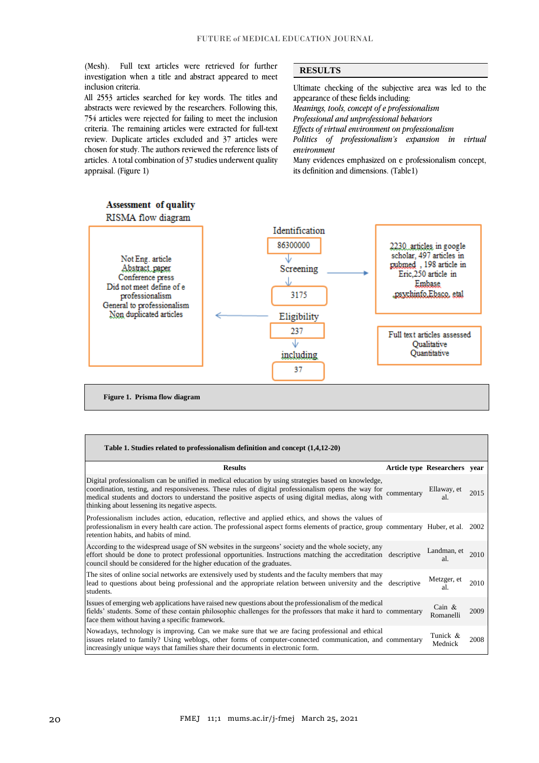(Mesh). Full text articles were retrieved for further investigation when a title and abstract appeared to meet inclusion criteria.

All 2553 articles searched for key words. The titles and abstracts were reviewed by the researchers. Following this, 754 articles were rejected for failing to meet the inclusion criteria. The remaining articles were extracted for full-text review. Duplicate articles excluded and 37 articles were chosen for study. The authors reviewed the reference lists of articles. A total combination of 37 studies underwent quality appraisal. (Figure 1)

## RESULTS

Ultimate checking of the subjective area was led to the appearance of these fields including:

*Meanings, tools, concept of e professionalism*

*Professional and unprofessional behaviors*

*Effects of virtual environment on professionalism*

*Politics of professionalism's expansion in virtual environment*

Many evidences emphasized on e professionalism concept, its definition and dimensions. (Table1)

**Assessment of quality**

RISMA flow diagram

Identification

86300000

Screening

3175

Eligibility

237

including

37

2230 articles in google scholar, 497 articles in pubmed , 198 article in Eric,250 article in Embase psychinfo,Ebsco, etal

Not Eng. article
Abstract paper
Conference press
Did not meet define of e professionalism
General to professionalism
Non duplicated articles

Full text articles assessed
Qualitative
Quantitative

**Figure 1. Prisma flow diagram**

**Table 1. Studies related to professionalism definition and concept (1,4,12-20)**

| Results | Article type | Researchers | year |
|---|---|---|---|
| Digital professionalism can be unified in medical education by using strategies based on knowledge, coordination, testing, and responsiveness. These rules of digital professionalism opens the way for medical students and doctors to understand the positive aspects of using digital medias, along with thinking about lessening its negative aspects. | commentary | Ellaway, et al. | 2015 |
| Professionalism includes action, education, reflective and applied ethics, and shows the values of professionalism in every health care action. The professional aspect forms elements of practice, group retention habits, and habits of mind. | commentary | Huber, et al. | 2002 |
| According to the widespread usage of SN websites in the surgeons' society and the whole society, any effort should be done to protect professional opportunities. Instructions matching the accreditation council should be considered for the higher education of the graduates. | descriptive | Landman, et al. | 2010 |
| The sites of online social networks are extensively used by students and the faculty members that may lead to questions about being professional and the appropriate relation between university and the students. | descriptive | Metzger, et al. | 2010 |
| Issues of emerging web applications have raised new questions about the professionalism of the medical fields' students. Some of these contain philosophic challenges for the professors that make it hard to face them without having a specific framework. | commentary | Cain & Romanelli | 2009 |
| Nowadays, technology is improving. Can we make sure that we are facing professional and ethical issues related to family? Using weblogs, other forms of computer-connected communication, and increasingly unique ways that families share their documents in electronic form. | commentary | Tunick & Mednick | 2008 |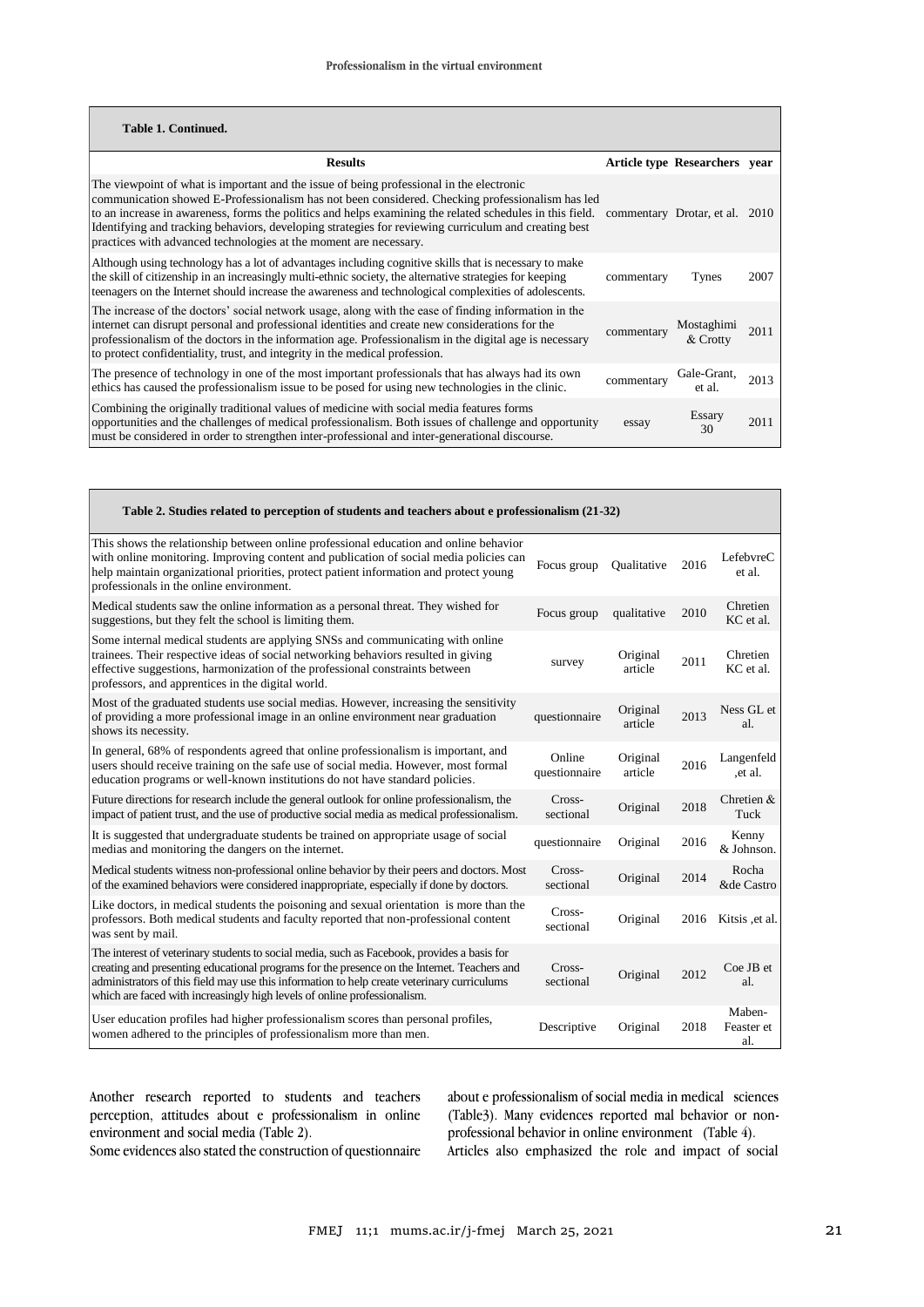**Table 1. Continued.**

| Results | Article type | Researchers | year |
|---|---|---|---|
| The viewpoint of what is important and the issue of being professional in the electronic communication showed E-Professionalism has not been considered. Checking professionalism has led to an increase in awareness, forms the politics and helps examining the related schedules in this field. Identifying and tracking behaviors, developing strategies for reviewing curriculum and creating best practices with advanced technologies at the moment are necessary. | commentary | Drotar, et al. | 2010 |
| Although using technology has a lot of advantages including cognitive skills that is necessary to make the skill of citizenship in an increasingly multi-ethnic society, the alternative strategies for keeping teenagers on the Internet should increase the awareness and technological complexities of adolescents. | commentary | Tynes | 2007 |
| The increase of the doctors' social network usage, along with the ease of finding information in the internet can disrupt personal and professional identities and create new considerations for the professionalism of the doctors in the information age. Professionalism in the digital age is necessary to protect confidentiality, trust, and integrity in the medical profession. | commentary | Mostaghimi & Crotty | 2011 |
| The presence of technology in one of the most important professionals that has always had its own ethics has caused the professionalism issue to be posed for using new technologies in the clinic. | commentary | Gale-Grant, et al. | 2013 |
| Combining the originally traditional values of medicine with social media features forms opportunities and the challenges of medical professionalism. Both issues of challenge and opportunity must be considered in order to strengthen inter-professional and inter-generational discourse. | essay | Essary 30 | 2011 |

**Table 2. Studies related to perception of students and teachers about e professionalism (21-32)**

| | | | | |
|---|---|---|---|---|
| This shows the relationship between online professional education and online behavior with online monitoring. Improving content and publication of social media policies can help maintain organizational priorities, protect patient information and protect young professionals in the online environment. | Focus group | Qualitative | 2016 | LefebvreC et al. |
| Medical students saw the online information as a personal threat. They wished for suggestions, but they felt the school is limiting them. | Focus group | qualitative | 2010 | Chretien KC et al. |
| Some internal medical students are applying SNSs and communicating with online trainees. Their respective ideas of social networking behaviors resulted in giving effective suggestions, harmonization of the professional constraints between professors, and apprentices in the digital world. | survey | Original article | 2011 | Chretien KC et al. |
| Most of the graduated students use social medias. However, increasing the sensitivity of providing a more professional image in an online environment near graduation shows its necessity. | questionnaire | Original article | 2013 | Ness GL et al. |
| In general, 68% of respondents agreed that online professionalism is important, and users should receive training on the safe use of social media. However, most formal education programs or well-known institutions do not have standard policies. | Online questionnaire | Original article | 2016 | Langenfeld ,et al. |
| Future directions for research include the general outlook for online professionalism, the impact of patient trust, and the use of productive social media as medical professionalism. | Cross-sectional | Original | 2018 | Chretien & Tuck |
| It is suggested that undergraduate students be trained on appropriate usage of social medias and monitoring the dangers on the internet. | questionnaire | Original | 2016 | Kenny & Johnson. |
| Medical students witness non-professional online behavior by their peers and doctors. Most of the examined behaviors were considered inappropriate, especially if done by doctors. | Cross-sectional | Original | 2014 | Rocha &de Castro |
| Like doctors, in medical students the poisoning and sexual orientation is more than the professors. Both medical students and faculty reported that non-professional content was sent by mail. | Cross-sectional | Original | 2016 | Kitsis ,et al. |
| The interest of veterinary students to social media, such as Facebook, provides a basis for creating and presenting educational programs for the presence on the Internet. Teachers and administrators of this field may use this information to help create veterinary curriculums which are faced with increasingly high levels of online professionalism. | Cross-sectional | Original | 2012 | Coe JB et al. |
| User education profiles had higher professionalism scores than personal profiles, women adhered to the principles of professionalism more than men. | Descriptive | Original | 2018 | Maben-Feaster et al. |

Another research reported to students and teachers perception, attitudes about e professionalism in online environment and social media (Table 2).

Some evidences also stated the construction of questionnaire about e professionalism of social media in medical sciences (Table3). Many evidences reported mal behavior or non-professional behavior in online environment (Table 4).

Articles also emphasized the role and impact of social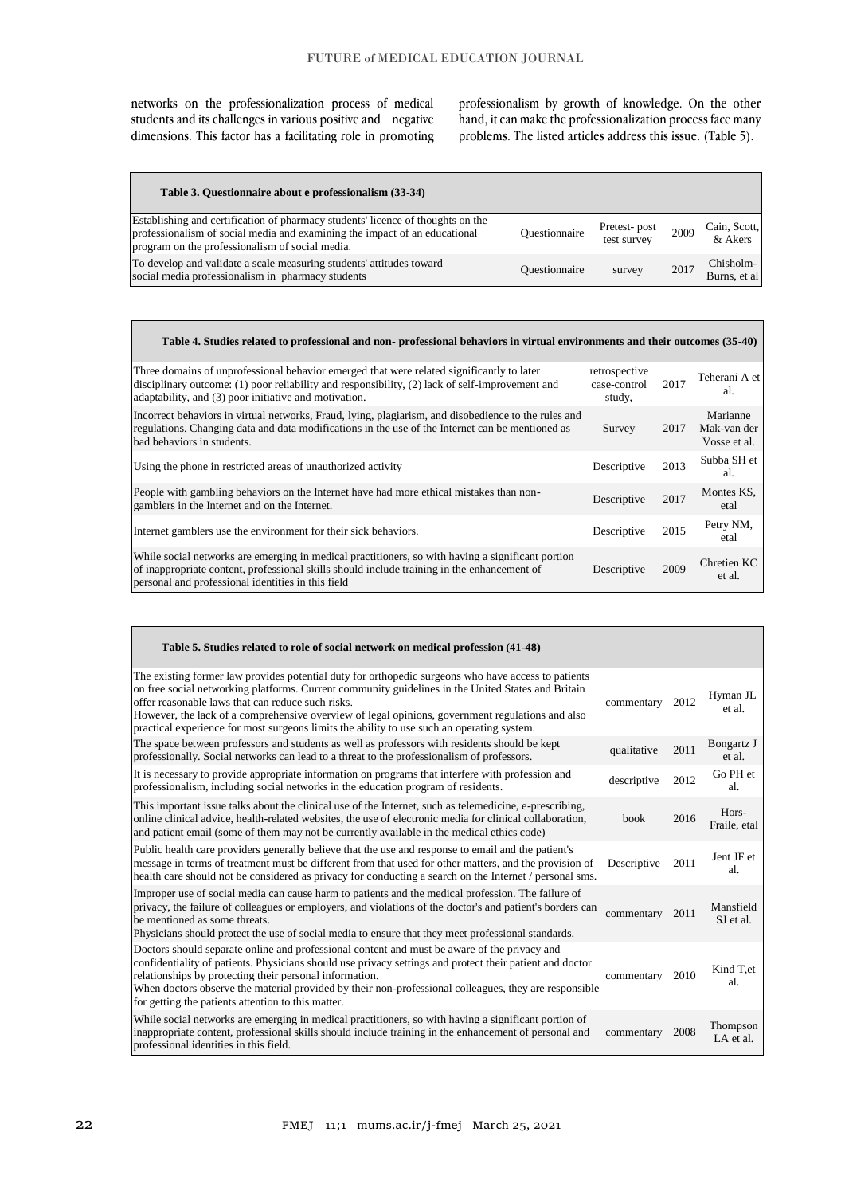networks on the professionalization process of medical students and its challenges in various positive and negative dimensions. This factor has a facilitating role in promoting professionalism by growth of knowledge. On the other hand, it can make the professionalization process face many problems. The listed articles address this issue. (Table 5).

**Table 3. Questionnaire about e professionalism (33-34)**

| | | | | |
|---|---|---|---|---|
| Establishing and certification of pharmacy students' licence of thoughts on the professionalism of social media and examining the impact of an educational program on the professionalism of social media. | Questionnaire | Pretest- post test survey | 2009 | Cain, Scott, & Akers |
| To develop and validate a scale measuring students' attitudes toward social media professionalism in pharmacy students | Questionnaire | survey | 2017 | Chisholm-Burns, et al |

**Table 4. Studies related to professional and non- professional behaviors in virtual environments and their outcomes (35-40)**

| | | | |
|---|---|---|---|
| Three domains of unprofessional behavior emerged that were related significantly to later disciplinary outcome: (1) poor reliability and responsibility, (2) lack of self-improvement and adaptability, and (3) poor initiative and motivation. | retrospective case-control study, | 2017 | Teherani A et al. |
| Incorrect behaviors in virtual networks, Fraud, lying, plagiarism, and disobedience to the rules and regulations. Changing data and data modifications in the use of the Internet can be mentioned as bad behaviors in students. | Survey | 2017 | Marianne Mak-van der Vosse et al. |
| Using the phone in restricted areas of unauthorized activity | Descriptive | 2013 | Subba SH et al. |
| People with gambling behaviors on the Internet have had more ethical mistakes than non-gamblers in the Internet and on the Internet. | Descriptive | 2017 | Montes KS, etal |
| Internet gamblers use the environment for their sick behaviors. | Descriptive | 2015 | Petry NM, etal |
| While social networks are emerging in medical practitioners, so with having a significant portion of inappropriate content, professional skills should include training in the enhancement of personal and professional identities in this field | Descriptive | 2009 | Chretien KC et al. |

**Table 5. Studies related to role of social network on medical profession (41-48)**

| | | | |
|---|---|---|---|
| The existing former law provides potential duty for orthopedic surgeons who have access to patients on free social networking platforms. Current community guidelines in the United States and Britain offer reasonable laws that can reduce such risks. However, the lack of a comprehensive overview of legal opinions, government regulations and also practical experience for most surgeons limits the ability to use such an operating system. | commentary | 2012 | Hyman JL et al. |
| The space between professors and students as well as professors with residents should be kept professionally. Social networks can lead to a threat to the professionalism of professors. | qualitative | 2011 | Bongartz J et al. |
| It is necessary to provide appropriate information on programs that interfere with profession and professionalism, including social networks in the education program of residents. | descriptive | 2012 | Go PH et al. |
| This important issue talks about the clinical use of the Internet, such as telemedicine, e-prescribing, online clinical advice, health-related websites, the use of electronic media for clinical collaboration, and patient email (some of them may not be currently available in the medical ethics code) | book | 2016 | Hors-Fraile, etal |
| Public health care providers generally believe that the use and response to email and the patient's message in terms of treatment must be different from that used for other matters, and the provision of health care should not be considered as privacy for conducting a search on the Internet / personal sms. | Descriptive | 2011 | Jent JF et al. |
| Improper use of social media can cause harm to patients and the medical profession. The failure of privacy, the failure of colleagues or employers, and violations of the doctor's and patient's borders can be mentioned as some threats. Physicians should protect the use of social media to ensure that they meet professional standards. | commentary | 2011 | Mansfield SJ et al. |
| Doctors should separate online and professional content and must be aware of the privacy and confidentiality of patients. Physicians should use privacy settings and protect their patient and doctor relationships by protecting their personal information. When doctors observe the material provided by their non-professional colleagues, they are responsible for getting the patients attention to this matter. | commentary | 2010 | Kind T,et al. |
| While social networks are emerging in medical practitioners, so with having a significant portion of inappropriate content, professional skills should include training in the enhancement of personal and professional identities in this field. | commentary | 2008 | Thompson LA et al. |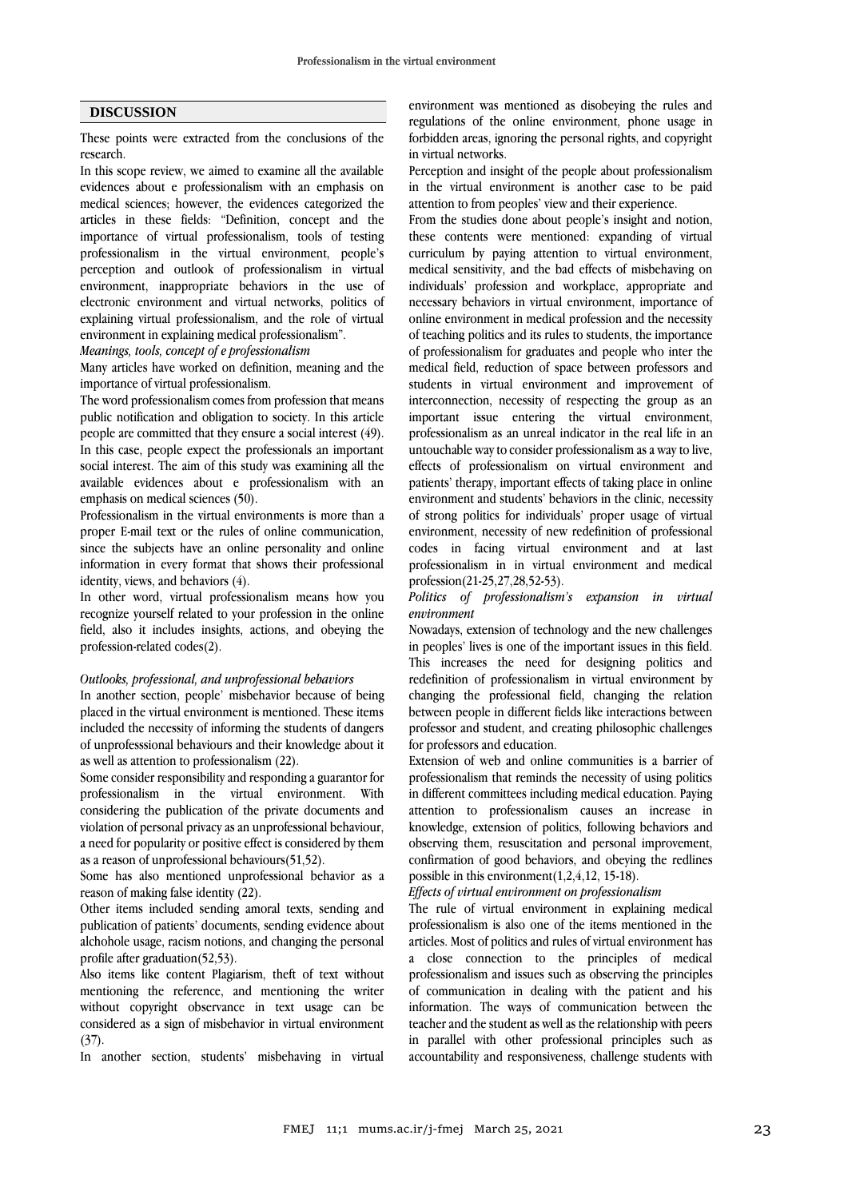## DISCUSSION

These points were extracted from the conclusions of the research.

In this scope review, we aimed to examine all the available evidences about e professionalism with an emphasis on medical sciences; however, the evidences categorized the articles in these fields: "Definition, concept and the importance of virtual professionalism, tools of testing professionalism in the virtual environment, people's perception and outlook of professionalism in virtual environment, inappropriate behaviors in the use of electronic environment and virtual networks, politics of explaining virtual professionalism, and the role of virtual environment in explaining medical professionalism".

*Meanings, tools, concept of e professionalism*

Many articles have worked on definition, meaning and the importance of virtual professionalism.

The word professionalism comes from profession that means public notification and obligation to society. In this article people are committed that they ensure a social interest (49). In this case, people expect the professionals an important social interest. The aim of this study was examining all the available evidences about e professionalism with an emphasis on medical sciences (50).

Professionalism in the virtual environments is more than a proper E-mail text or the rules of online communication, since the subjects have an online personality and online information in every format that shows their professional identity, views, and behaviors (4).

In other word, virtual professionalism means how you recognize yourself related to your profession in the online field, also it includes insights, actions, and obeying the profession-related codes(2).

*Outlooks, professional, and unprofessional behaviors*

In another section, people' misbehavior because of being placed in the virtual environment is mentioned. These items included the necessity of informing the students of dangers of unprofesssional behaviours and their knowledge about it as well as attention to professionalism (22).

Some consider responsibility and responding a guarantor for professionalism in the virtual environment. With considering the publication of the private documents and violation of personal privacy as an unprofessional behaviour, a need for popularity or positive effect is considered by them as a reason of unprofessional behaviours(51,52).

Some has also mentioned unprofessional behavior as a reason of making false identity (22).

Other items included sending amoral texts, sending and publication of patients' documents, sending evidence about alchohole usage, racism notions, and changing the personal profile after graduation(52,53).

Also items like content Plagiarism, theft of text without mentioning the reference, and mentioning the writer without copyright observance in text usage can be considered as a sign of misbehavior in virtual environment (37).

In another section, students' misbehaving in virtual environment was mentioned as disobeying the rules and regulations of the online environment, phone usage in forbidden areas, ignoring the personal rights, and copyright in virtual networks.

Perception and insight of the people about professionalism in the virtual environment is another case to be paid attention to from peoples' view and their experience.

From the studies done about people's insight and notion, these contents were mentioned: expanding of virtual curriculum by paying attention to virtual environment, medical sensitivity, and the bad effects of misbehaving on individuals' profession and workplace, appropriate and necessary behaviors in virtual environment, importance of online environment in medical profession and the necessity of teaching politics and its rules to students, the importance of professionalism for graduates and people who inter the medical field, reduction of space between professors and students in virtual environment and improvement of interconnection, necessity of respecting the group as an important issue entering the virtual environment, professionalism as an unreal indicator in the real life in an untouchable way to consider professionalism as a way to live, effects of professionalism on virtual environment and patients' therapy, important effects of taking place in online environment and students' behaviors in the clinic, necessity of strong politics for individuals' proper usage of virtual environment, necessity of new redefinition of professional codes in facing virtual environment and at last professionalism in in virtual environment and medical profession(21-25,27,28,52-53).

*Politics of professionalism's expansion in virtual environment*

Nowadays, extension of technology and the new challenges in peoples' lives is one of the important issues in this field. This increases the need for designing politics and redefinition of professionalism in virtual environment by changing the professional field, changing the relation between people in different fields like interactions between professor and student, and creating philosophic challenges for professors and education.

Extension of web and online communities is a barrier of professionalism that reminds the necessity of using politics in different committees including medical education. Paying attention to professionalism causes an increase in knowledge, extension of politics, following behaviors and observing them, resuscitation and personal improvement, confirmation of good behaviors, and obeying the redlines possible in this environment(1,2,4,12, 15-18).

*Effects of virtual environment on professionalism*

The rule of virtual environment in explaining medical professionalism is also one of the items mentioned in the articles. Most of politics and rules of virtual environment has a close connection to the principles of medical professionalism and issues such as observing the principles of communication in dealing with the patient and his information. The ways of communication between the teacher and the student as well as the relationship with peers in parallel with other professional principles such as accountability and responsiveness, challenge students with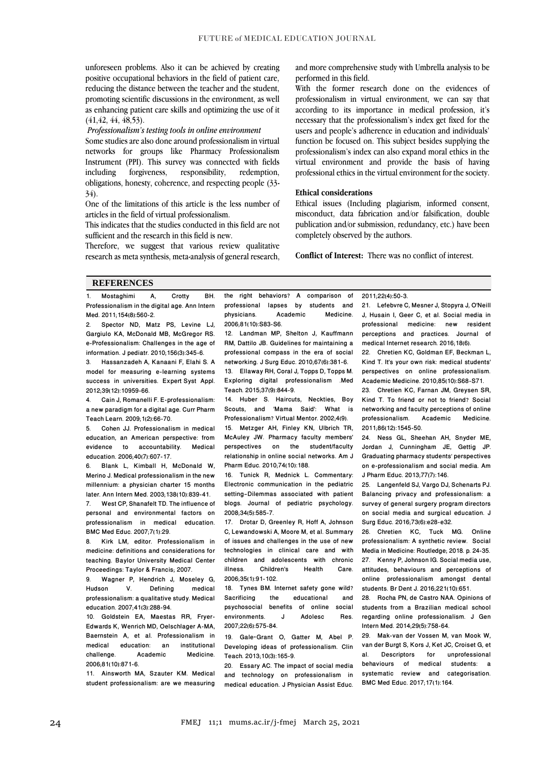unforeseen problems. Also it can be achieved by creating positive occupational behaviors in the field of patient care, reducing the distance between the teacher and the student, promoting scientific discussions in the environment, as well as enhancing patient care skills and optimizing the use of it (41,42, 44, 48,53).

*Professionalism's testing tools in online environment*

Some studies are also done around professionalism in virtual networks for groups like Pharmacy Professionalism Instrument (PPI). This survey was connected with fields including forgiveness, responsibility, redemption, obligations, honesty, coherence, and respecting people (33-34).

One of the limitations of this article is the less number of articles in the field of virtual professionalism.

This indicates that the studies conducted in this field are not sufficient and the research in this field is new.

Therefore, we suggest that various review qualitative research as meta synthesis, meta-analysis of general research, and more comprehensive study with Umbrella analysis to be performed in this field.

With the former research done on the evidences of professionalism in virtual environment, we can say that according to its importance in medical profession, it's necessary that the professionalism's index get fixed for the users and people's adherence in education and individuals' function be focused on. This subject besides supplying the professionalism's index can also expand moral ethics in the virtual environment and provide the basis of having professional ethics in the virtual environment for the society.

**Ethical considerations**

Ethical issues (Including plagiarism, informed consent, misconduct, data fabrication and/or falsification, double publication and/or submission, redundancy, etc.) have been completely observed by the authors.

**Conflict of Interest:** There was no conflict of interest.

## REFERENCES

1. Mostaghimi A, Crotty BH. Professionalism in the digital age. Ann Intern Med. 2011;154(8):560-2.
2. Spector ND, Matz PS, Levine LJ, Gargiulo KA, McDonald MB, McGregor RS. e-Professionalism: Challenges in the age of information. J pediatr. 2010;156(3):345-6.
3. Hassanzadeh A, Kanaani F, Elahi S. A model for measuring e-learning systems success in universities. Expert Syst Appl. 2012;39(12):10959-66.
4. Cain J, Romanelli F. E-professionalism: a new paradigm for a digital age. Curr Pharm Teach Learn. 2009;1(2):66-70.
5. Cohen JJ. Professionalism in medical education, an American perspective: from evidence to accountability. Medical education. 2006;40(7):607-17.
6. Blank L, Kimball H, McDonald W, Merino J. Medical professionalism in the new millennium: a physician charter 15 months later. Ann Intern Med. 2003;138(10):839-41.
7. West CP, Shanafelt TD. The influence of personal and environmental factors on professionalism in medical education. BMC Med Educ. 2007;7(1):29.
8. Kirk LM, editor. Professionalism in medicine: definitions and considerations for teaching. Baylor University Medical Center Proceedings: Taylor & Francis; 2007.
9. Wagner P, Hendrich J, Moseley G, Hudson V. Defining medical professionalism: a qualitative study. Medical education. 2007;41(3):288-94.
10. Goldstein EA, Maestas RR, Fryer-Edwards K, Wenrich MD, Oelschlager A-MA, Baernstein A, et al. Professionalism in medical education: an institutional challenge. Academic Medicine. 2006;81(10):871-6.
11. Ainsworth MA, Szauter KM. Medical student professionalism: are we measuring the right behaviors? A comparison of professional lapses by students and physicians. Academic Medicine. 2006;81(10):S83-S6.
12. Landman MP, Shelton J, Kauffmann RM, Dattilo JB. Guidelines for maintaining a professional compass in the era of social networking. J Surg Educ. 2010;67(6):381-6.
13. Ellaway RH, Coral J, Topps D, Topps M. Exploring digital professionalism .Med Teach. 2015;37(9):844-9.
14. Huber S. Haircuts, Neckties, Boy Scouts, and 'Mama Said': What is Professionalism? Virtual Mentor. 2002;4(9).
15. Metzger AH, Finley KN, Ulbrich TR, McAuley JW. Pharmacy faculty members' perspectives on the student/faculty relationship in online social networks. Am J Pharm Educ. 2010;74(10):188.
16. Tunick R, Mednick L. Commentary: Electronic communication in the pediatric setting–Dilemmas associated with patient blogs. Journal of pediatric psychology. 2008;34(5):585-7.
17. Drotar D, Greenley R, Hoff A, Johnson C, Lewandowski A, Moore M, et al. Summary of issues and challenges in the use of new technologies in clinical care and with children and adolescents with chronic illness. Children's Health Care. 2006;35(1):91-102.
18. Tynes BM. Internet safety gone wild? Sacrificing the educational and psychosocial benefits of online social environments. J Adolesc Res. 2007;22(6):575-84.
19. Gale-Grant O, Gatter M, Abel P. Developing ideas of professionalism. Clin Teach. 2013;10(3):165-9.
20. Essary AC. The impact of social media and technology on professionalism in medical education. J Physician Assist Educ. 2011;22(4):50-3.
21. Lefebvre C, Mesner J, Stopyra J, O'Neill J, Husain I, Geer C, et al. Social media in professional medicine: new resident perceptions and practices. Journal of medical Internet research. 2016;18(6).
22. Chretien KC, Goldman EF, Beckman L, Kind T. It's your own risk: medical students' perspectives on online professionalism. Academic Medicine. 2010;85(10):S68-S71.
23. Chretien KC, Farnan JM, Greysen SR, Kind T. To friend or not to friend? Social networking and faculty perceptions of online professionalism. Academic Medicine. 2011;86(12):1545-50.
24. Ness GL, Sheehan AH, Snyder ME, Jordan J, Cunningham JE, Gettig JP. Graduating pharmacy students' perspectives on e-professionalism and social media. Am J Pharm Educ. 2013;77(7):146.
25. Langenfeld SJ, Vargo DJ, Schenarts PJ. Balancing privacy and professionalism: a survey of general surgery program directors on social media and surgical education. J Surg Educ. 2016;73(6):e28-e32.
26. Chretien KC, Tuck MG. Online professionalism: A synthetic review. Social Media in Medicine: Routledge; 2018. p. 24-35.
27. Kenny P, Johnson IG. Social media use, attitudes, behaviours and perceptions of online professionalism amongst dental students. Br Dent J. 2016;221(10):651.
28. Rocha PN, de Castro NAA. Opinions of students from a Brazilian medical school regarding online professionalism. J Gen Intern Med. 2014;29(5):758-64.
29. Mak-van der Vossen M, van Mook W, van der Burgt S, Kors J, Ket JC, Croiset G, et al. Descriptors for unprofessional behaviours of medical students: a systematic review and categorisation. BMC Med Educ. 2017;17(1):164.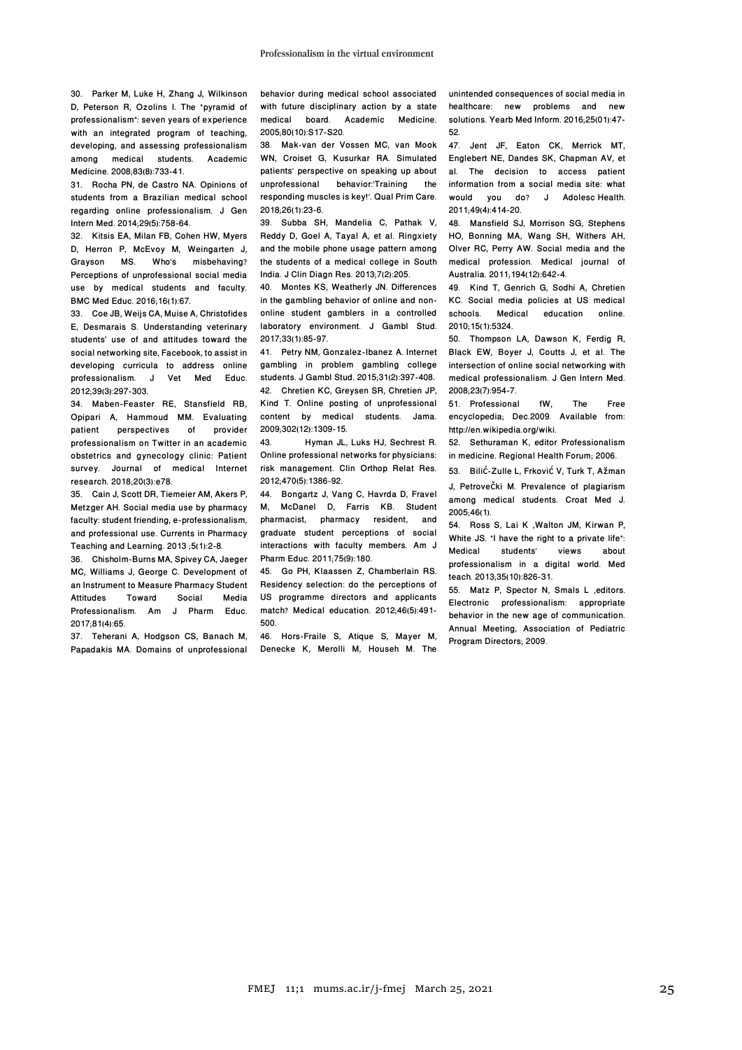30. Parker M, Luke H, Zhang J, Wilkinson D, Peterson R, Ozolins I. The "pyramid of professionalism": seven years of experience with an integrated program of teaching, developing, and assessing professionalism among medical students. Academic Medicine. 2008;83(8):733-41.

31. Rocha PN, de Castro NA. Opinions of students from a Brazilian medical school regarding online professionalism. J Gen Intern Med. 2014;29(5):758-64.

32. Kitsis EA, Milan FB, Cohen HW, Myers D, Herron P, McEvoy M, Weingarten J, Grayson MS. Who's misbehaving? Perceptions of unprofessional social media use by medical students and faculty. BMC Med Educ. 2016;16(1):67.

33. Coe JB, Weijs CA, Muise A, Christofides E, Desmarais S. Understanding veterinary students' use of and attitudes toward the social networking site, Facebook, to assist in developing curricula to address online professionalism. J Vet Med Educ. 2012;39(3):297-303.

34. Maben-Feaster RE, Stansfield RB, Opipari A, Hammoud MM. Evaluating patient perspectives of provider professionalism on Twitter in an academic obstetrics and gynecology clinic: Patient survey. Journal of medical Internet research. 2018;20(3):e78.

35. Cain J, Scott DR, Tiemeier AM, Akers P, Metzger AH. Social media use by pharmacy faculty: student friending, e-professionalism, and professional use. Currents in Pharmacy Teaching and Learning. 2013 ;5(1):2-8.

36. Chisholm-Burns MA, Spivey CA, Jaeger MC, Williams J, George C. Development of an Instrument to Measure Pharmacy Student Attitudes Toward Social Media Professionalism. Am J Pharm Educ. 2017;81(4):65.

37. Teherani A, Hodgson CS, Banach M, Papadakis MA. Domains of unprofessional behavior during medical school associated with future disciplinary action by a state medical board. Academic Medicine. 2005;80(10):S17-S20.

38. Mak-van der Vossen MC, van Mook WN, Croiset G, Kusurkar RA. Simulated patients' perspective on speaking up about unprofessional behavior:'Training the responding muscles is key!'. Qual Prim Care. 2018;26(1):23-6.

39. Subba SH, Mandelia C, Pathak V, Reddy D, Goel A, Tayal A, et al. Ringxiety and the mobile phone usage pattern among the students of a medical college in South India. J Clin Diagn Res. 2013;7(2):205.

40. Montes KS, Weatherly JN. Differences in the gambling behavior of online and non-online student gamblers in a controlled laboratory environment. J Gambl Stud. 2017;33(1):85-97.

41. Petry NM, Gonzalez-Ibanez A. Internet gambling in problem gambling college students. J Gambl Stud. 2015;31(2):397-408.

42. Chretien KC, Greysen SR, Chretien JP, Kind T. Online posting of unprofessional content by medical students. Jama. 2009;302(12):1309-15.

43. Hyman JL, Luks HJ, Sechrest R. Online professional networks for physicians: risk management. Clin Orthop Relat Res. 2012;470(5):1386-92.

44. Bongartz J, Vang C, Havrda D, Fravel M, McDanel D, Farris KB. Student pharmacist, pharmacy resident, and graduate student perceptions of social interactions with faculty members. Am J Pharm Educ. 2011;75(9):180.

45. Go PH, Klaassen Z, Chamberlain RS. Residency selection: do the perceptions of US programme directors and applicants match? Medical education. 2012;46(5):491-500.

46. Hors-Fraile S, Atique S, Mayer M, Denecke K, Merolli M, Househ M. The unintended consequences of social media in healthcare: new problems and new solutions. Yearb Med Inform. 2016;25(01):47-52.

47. Jent JF, Eaton CK, Merrick MT, Englebert NE, Dandes SK, Chapman AV, et al. The decision to access patient information from a social media site: what would you do? J Adolesc Health. 2011;49(4):414-20.

48. Mansfield SJ, Morrison SG, Stephens HO, Bonning MA, Wang SH, Withers AH, Olver RC, Perry AW. Social media and the medical profession. Medical journal of Australia. 2011;194(12):642-4.

49. Kind T, Genrich G, Sodhi A, Chretien KC. Social media policies at US medical schools. Medical education online. 2010;15(1):5324.

50. Thompson LA, Dawson K, Ferdig R, Black EW, Boyer J, Coutts J, et al. The intersection of online social networking with medical professionalism. J Gen Intern Med. 2008;23(7):954-7.

51. Professional fW, The Free encyclopedia; Dec.2009. Available from: http://en.wikipedia.org/wiki.

52. Sethuraman K, editor Professionalism in medicine. Regional Health Forum; 2006.

53. Bilić-Zulle L, Frković V, Turk T, Ažman J, Petrovečki M. Prevalence of plagiarism among medical students. Croat Med J. 2005;46(1).

54. Ross S, Lai K ,Walton JM, Kirwan P, White JS. "I have the right to a private life": Medical students' views about professionalism in a digital world. Med teach. 2013;35(10):826-31.

55. Matz P, Spector N, Smals L ,editors. Electronic professionalism: appropriate behavior in the new age of communication. Annual Meeting, Association of Pediatric Program Directors; 2009.